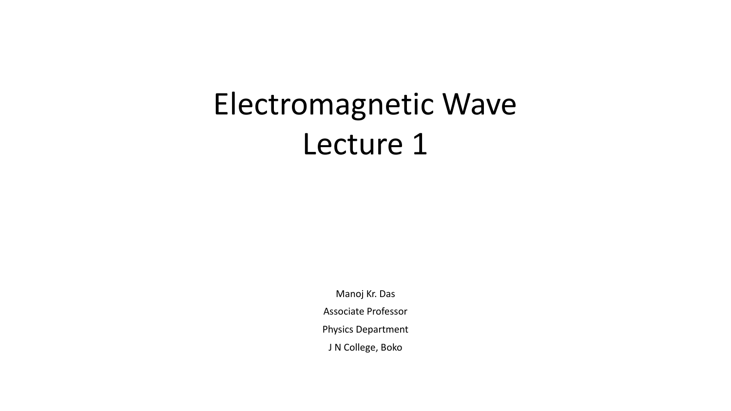# Electromagnetic Wave
# Lecture 1

Manoj Kr. Das

Associate Professor

Physics Department

J N College, Boko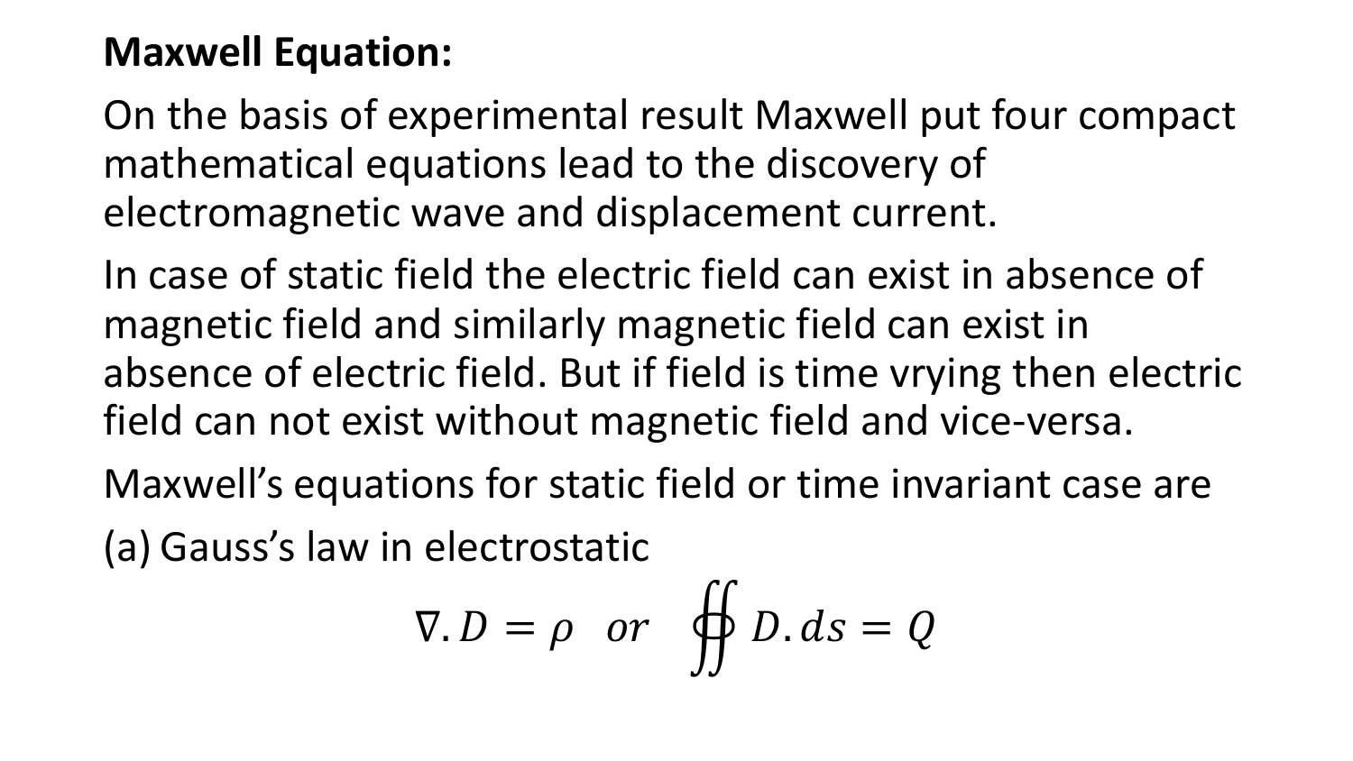**Maxwell Equation:**

On the basis of experimental result Maxwell put four compact mathematical equations lead to the discovery of electromagnetic wave and displacement current.

In case of static field the electric field can exist in absence of magnetic field and similarly magnetic field can exist in absence of electric field. But if field is time vrying then electric field can not exist without magnetic field and vice-versa.

Maxwell's equations for static field or time invariant case are

(a) Gauss's law in electrostatic

$$\nabla . D = \rho \quad or \quad \oiint D . ds = Q$$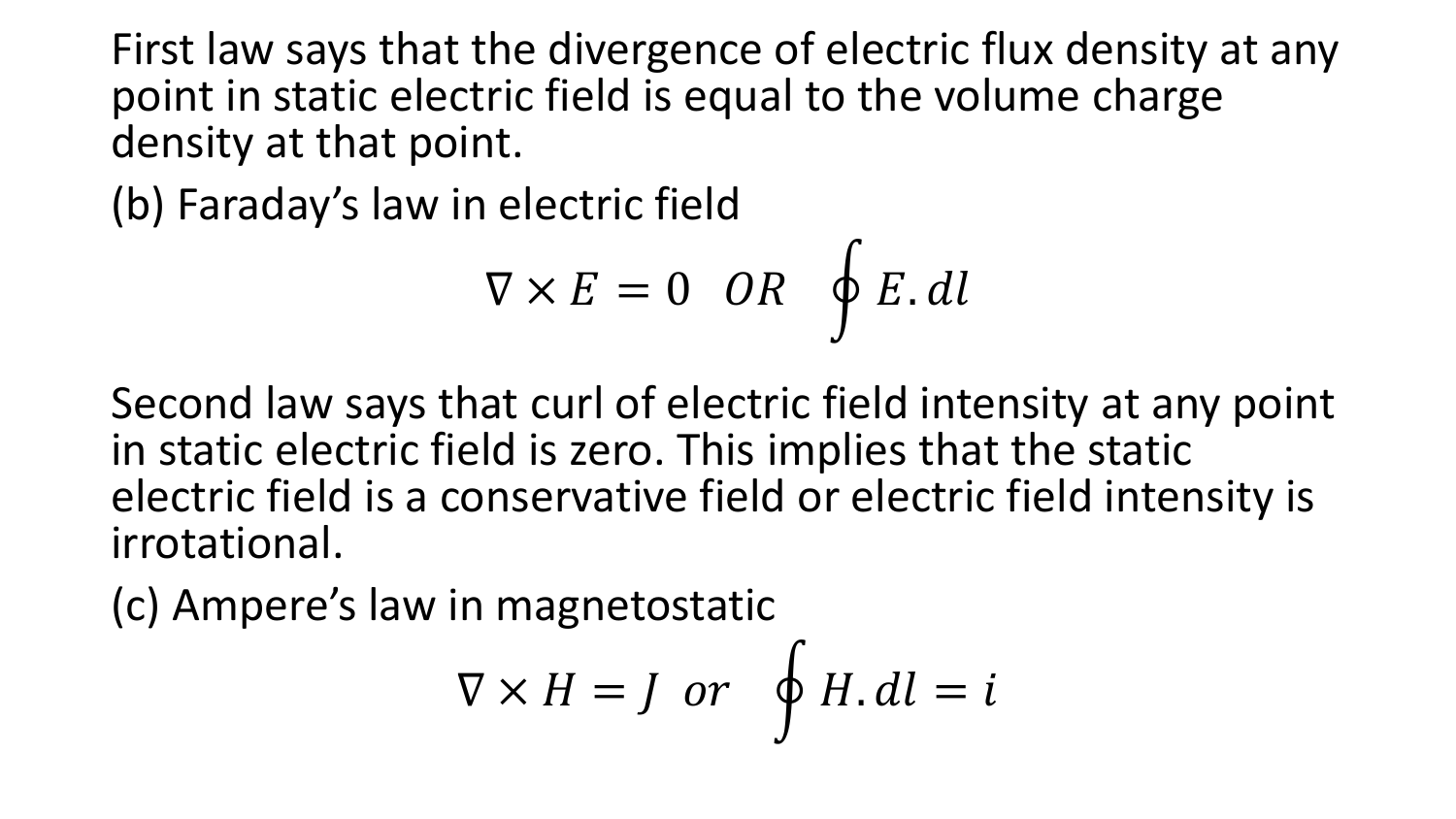First law says that the divergence of electric flux density at any point in static electric field is equal to the volume charge density at that point.

(b) Faraday's law in electric field

$$\nabla \times E = 0 \quad OR \quad \oint E.dl$$

Second law says that curl of electric field intensity at any point in static electric field is zero. This implies that the static electric field is a conservative field or electric field intensity is irrotational.

(c) Ampere's law in magnetostatic

$$\nabla \times H = J \ \ or \quad \oint H.dl = i$$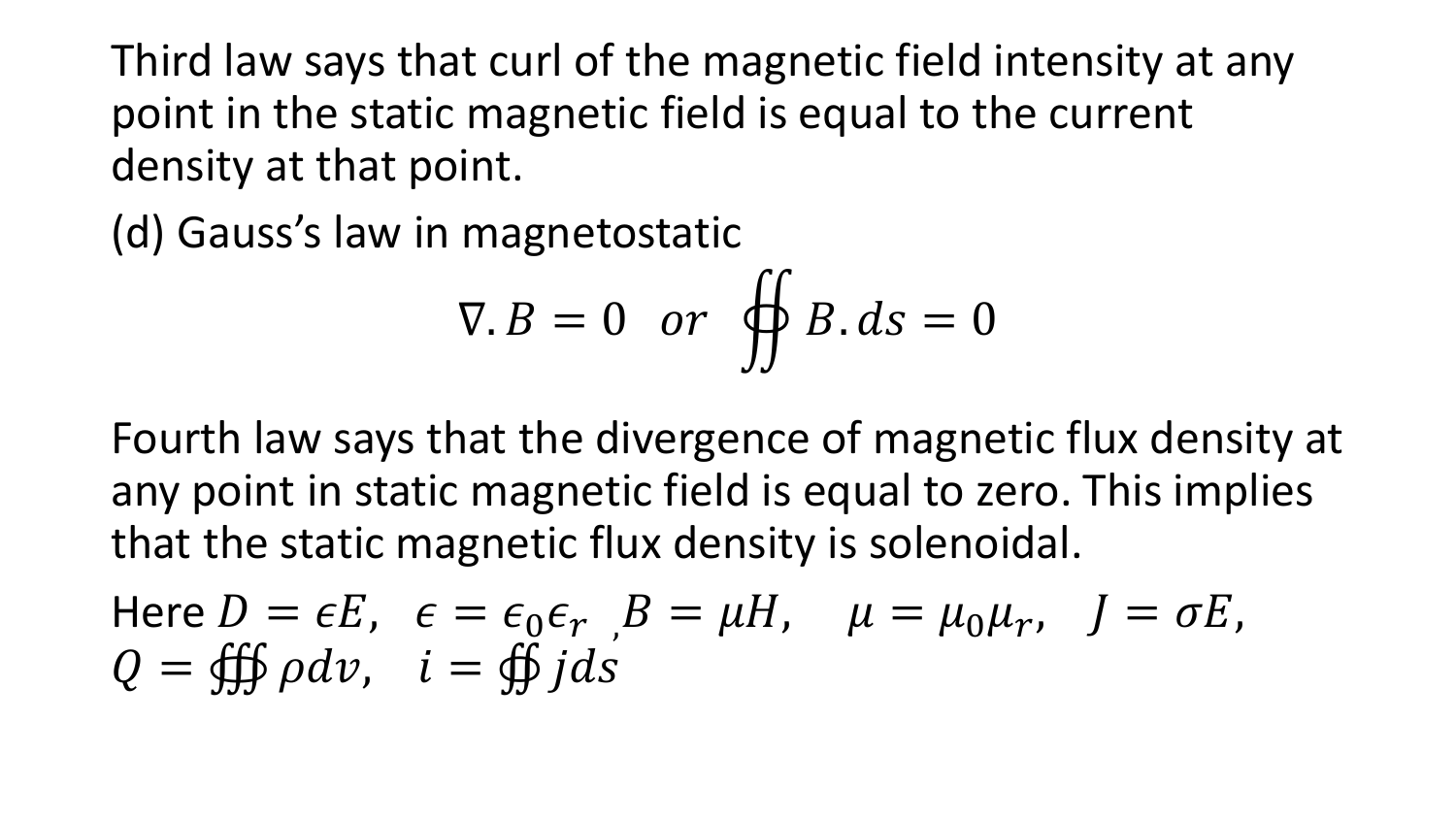Third law says that curl of the magnetic field intensity at any point in the static magnetic field is equal to the current density at that point.

(d) Gauss's law in magnetostatic

$$\nabla . B = 0 \quad or \quad \oiint B.ds = 0$$

Fourth law says that the divergence of magnetic flux density at any point in static magnetic field is equal to zero. This implies that the static magnetic flux density is solenoidal.

Here $D = \epsilon E, \;\; \epsilon = \epsilon_0 \epsilon_r$ , $B = \mu H, \quad \mu = \mu_0 \mu_r, \quad J = \sigma E,$
$Q = \oiiint \rho dv, \quad i = \oiint jds$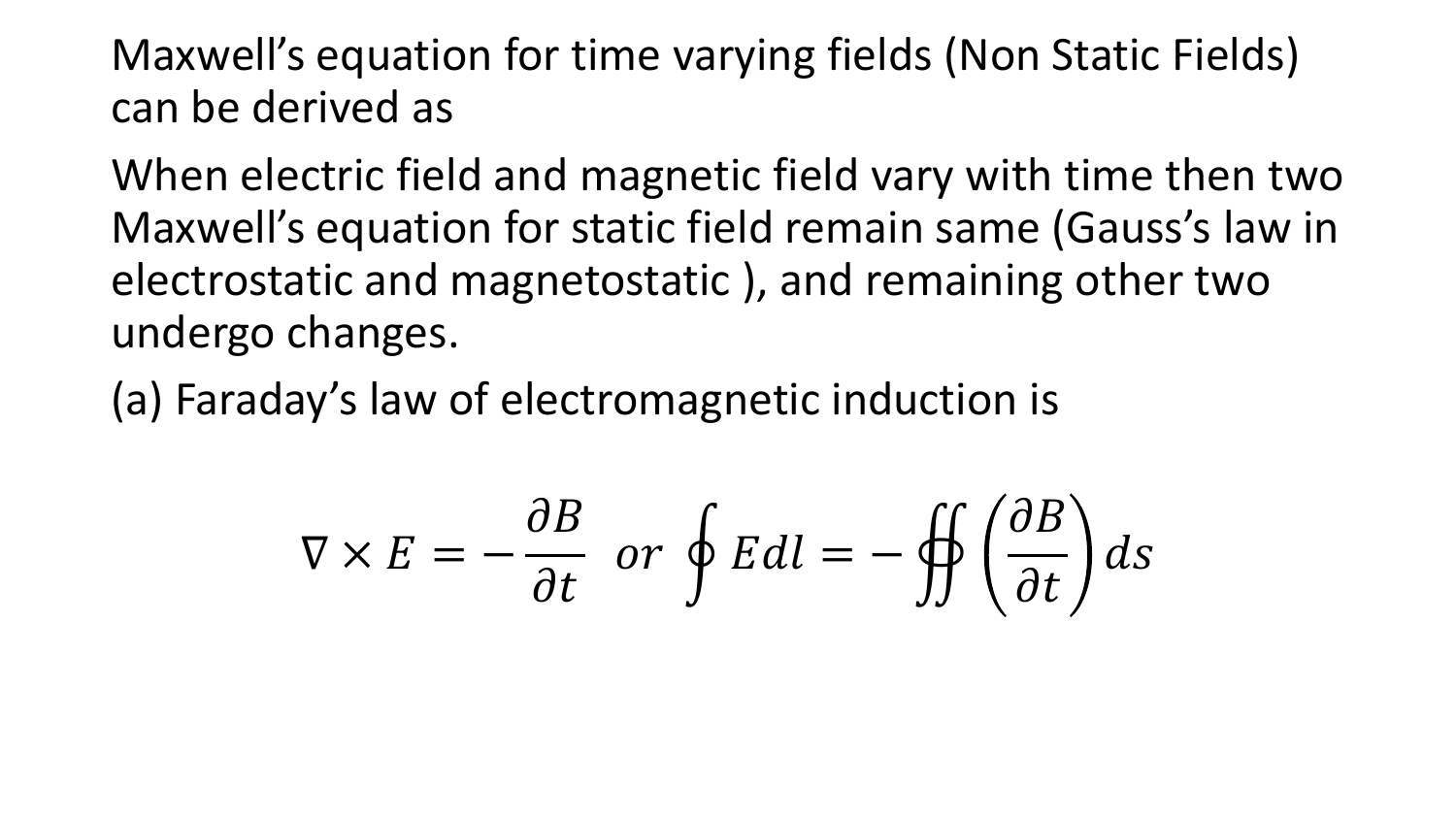Maxwell's equation for time varying fields (Non Static Fields) can be derived as

When electric field and magnetic field vary with time then two Maxwell's equation for static field remain same (Gauss's law in electrostatic and magnetostatic ), and remaining other two undergo changes.

(a) Faraday's law of electromagnetic induction is

$$\nabla \times E = -\frac{\partial B}{\partial t} \;\; or \; \oint Edl = -\oiint \left(\frac{\partial B}{\partial t}\right) ds$$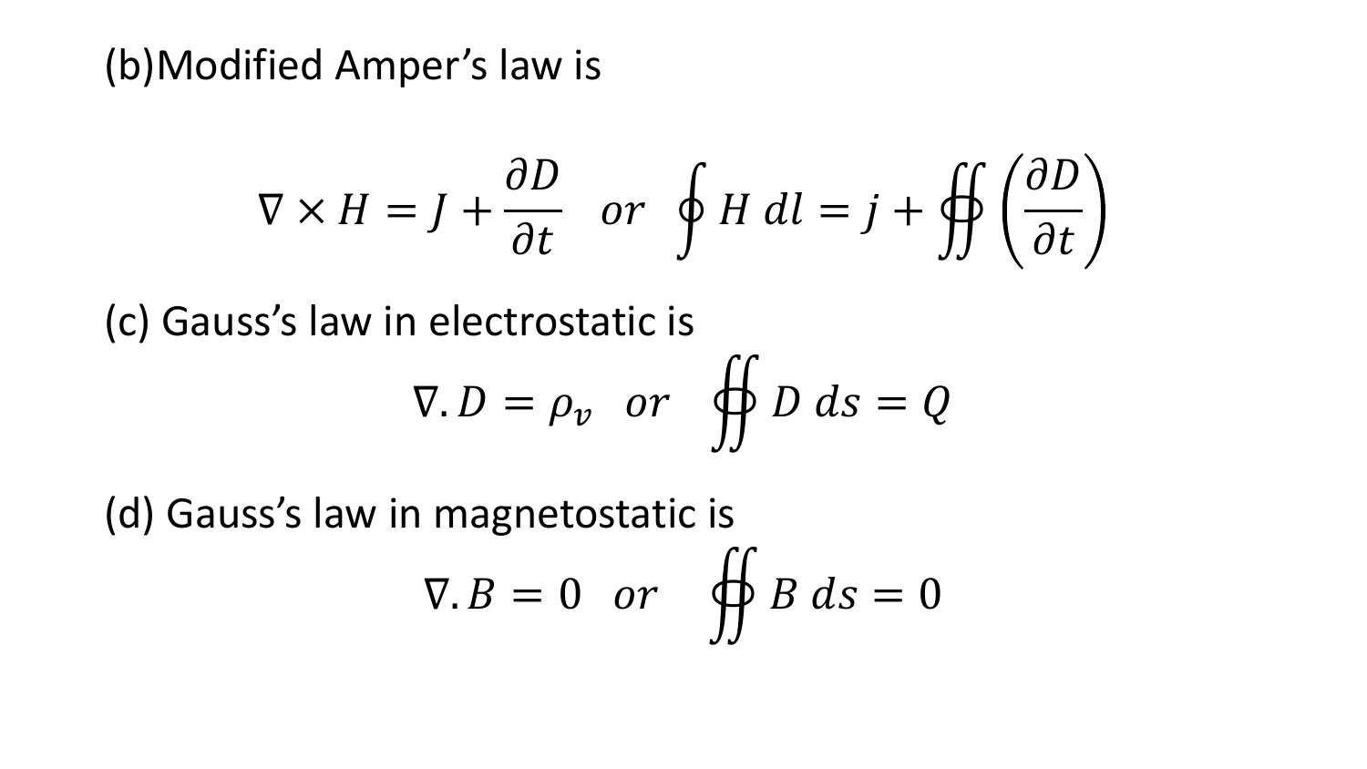(b)Modified Amper's law is

$$\nabla \times H = J + \frac{\partial D}{\partial t} \quad or \quad \oint H\, dl = j + \oiint \left(\frac{\partial D}{\partial t}\right)$$

(c) Gauss's law in electrostatic is

$$\nabla . D = \rho_v \quad or \quad \oiint D\, ds = Q$$

(d) Gauss's law in magnetostatic is

$$\nabla . B = 0 \quad or \quad \oiint B\, ds = 0$$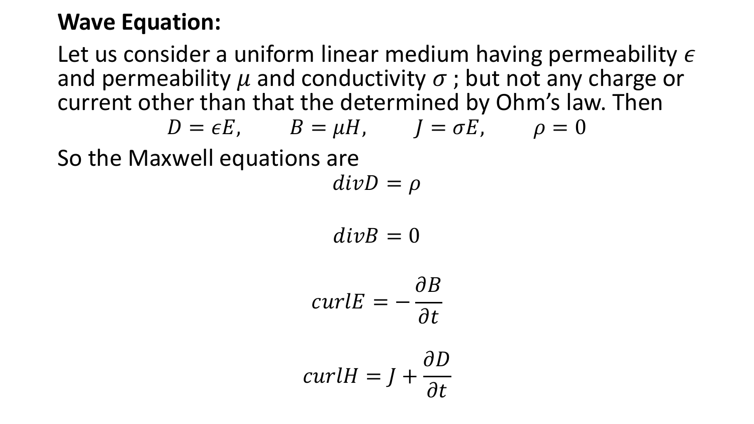**Wave Equation:**

Let us consider a uniform linear medium having permeability $\epsilon$ and permeability $\mu$ and conductivity $\sigma$ ; but not any charge or current other than that the determined by Ohm's law. Then

$$D = \epsilon E, \qquad B = \mu H, \qquad J = \sigma E, \qquad \rho = 0$$

So the Maxwell equations are

$$divD = \rho$$

$$divB = 0$$

$$curlE = -\frac{\partial B}{\partial t}$$

$$curlH = J + \frac{\partial D}{\partial t}$$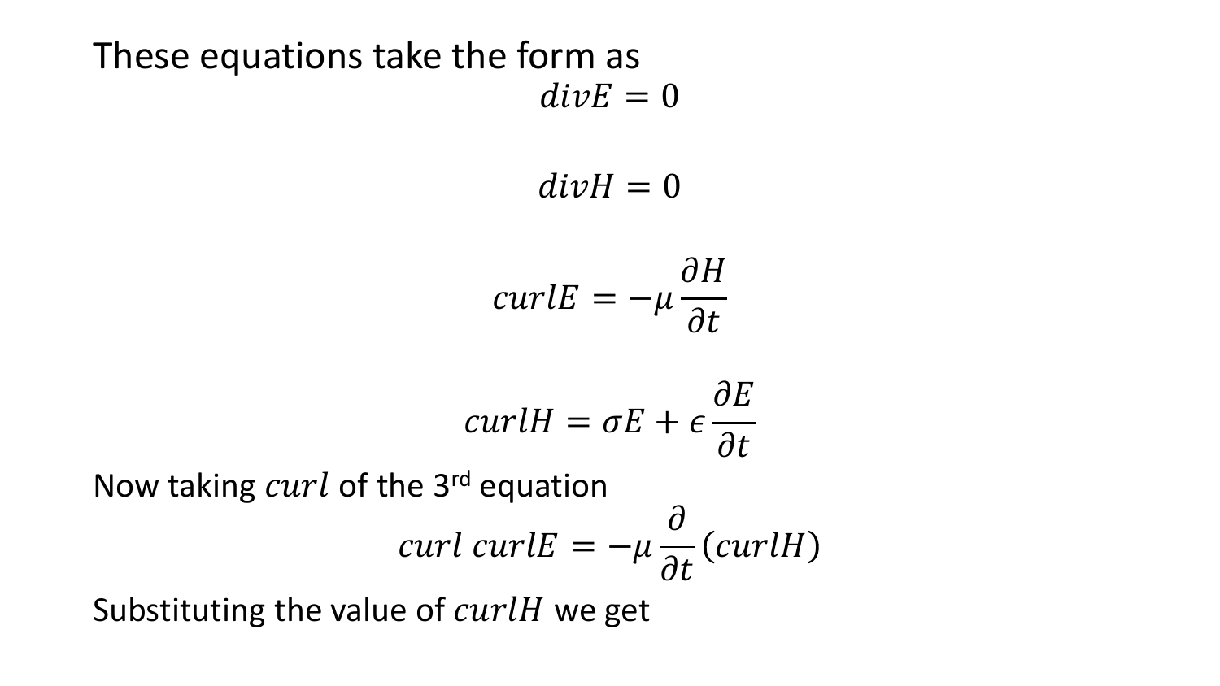These equations take the form as

$$divE = 0$$

$$divH = 0$$

$$curlE = -\mu \frac{\partial H}{\partial t}$$

$$curlH = \sigma E + \epsilon \frac{\partial E}{\partial t}$$

Now taking $curl$ of the 3rd equation

$$curl\ curlE = -\mu \frac{\partial}{\partial t}(curlH)$$

Substituting the value of $curlH$ we get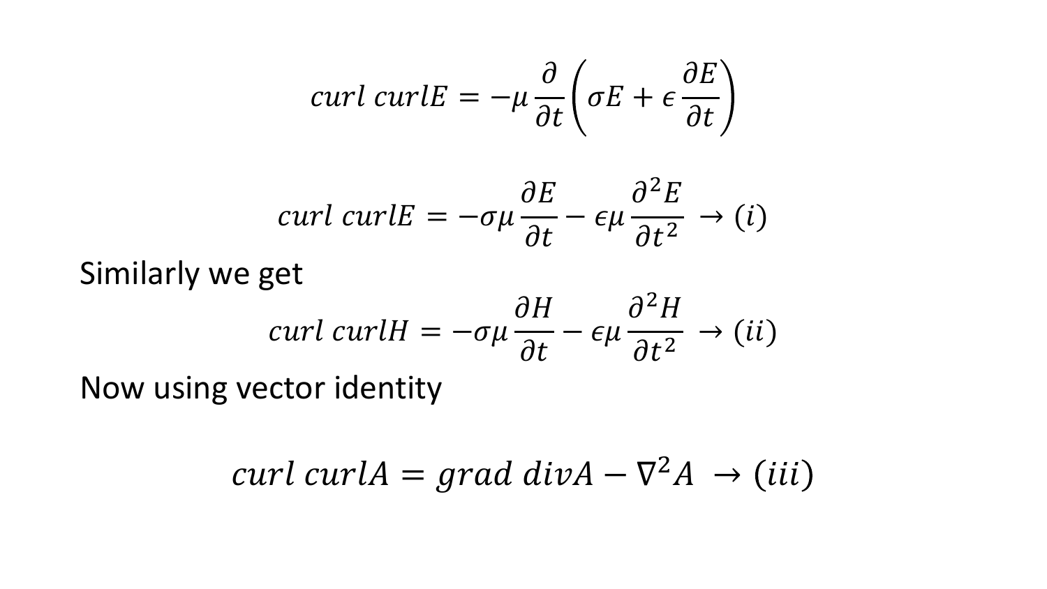$$curl\ curlE = -\mu \frac{\partial}{\partial t}\left(\sigma E + \epsilon \frac{\partial E}{\partial t}\right)$$

$$curl\ curlE = -\sigma\mu \frac{\partial E}{\partial t} - \epsilon\mu \frac{\partial^2 E}{\partial t^2} \rightarrow (i)$$

Similarly we get

$$curl\ curlH = -\sigma\mu \frac{\partial H}{\partial t} - \epsilon\mu \frac{\partial^2 H}{\partial t^2} \rightarrow (ii)$$

Now using vector identity

$$curl\ curlA = grad\ divA - \nabla^2 A \rightarrow (iii)$$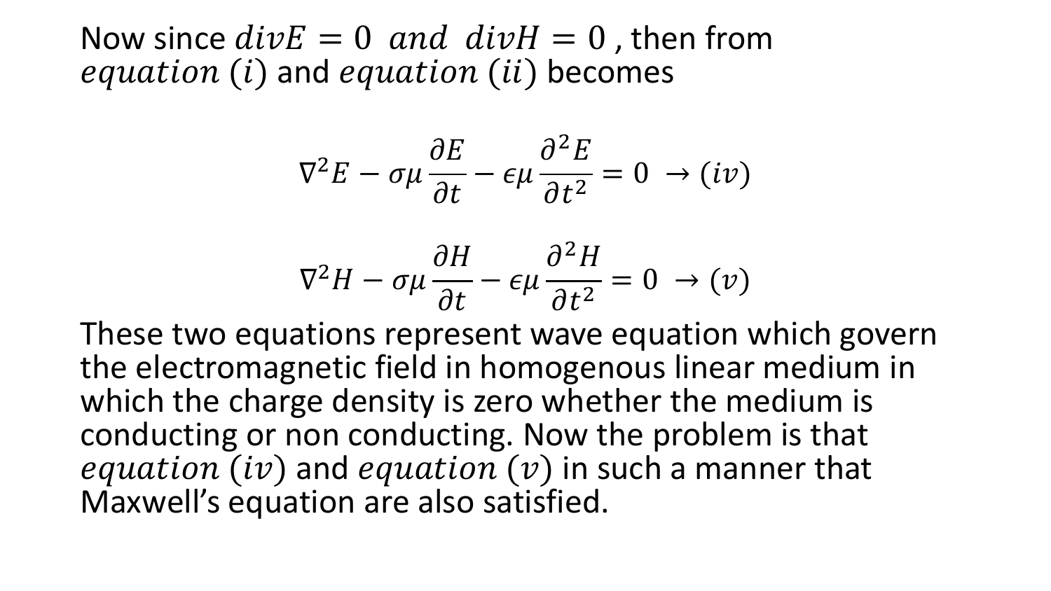Now since $divE = 0$ $and$ $divH = 0$, then from $equation\ (i)$ and $equation\ (ii)$ becomes

$$\nabla^2 E - \sigma\mu \frac{\partial E}{\partial t} - \epsilon\mu \frac{\partial^2 E}{\partial t^2} = 0 \ \rightarrow (iv)$$

$$\nabla^2 H - \sigma\mu \frac{\partial H}{\partial t} - \epsilon\mu \frac{\partial^2 H}{\partial t^2} = 0 \ \rightarrow (v)$$

These two equations represent wave equation which govern the electromagnetic field in homogenous linear medium in which the charge density is zero whether the medium is conducting or non conducting. Now the problem is that $equation\ (iv)$ and $equation\ (v)$ in such a manner that Maxwell's equation are also satisfied.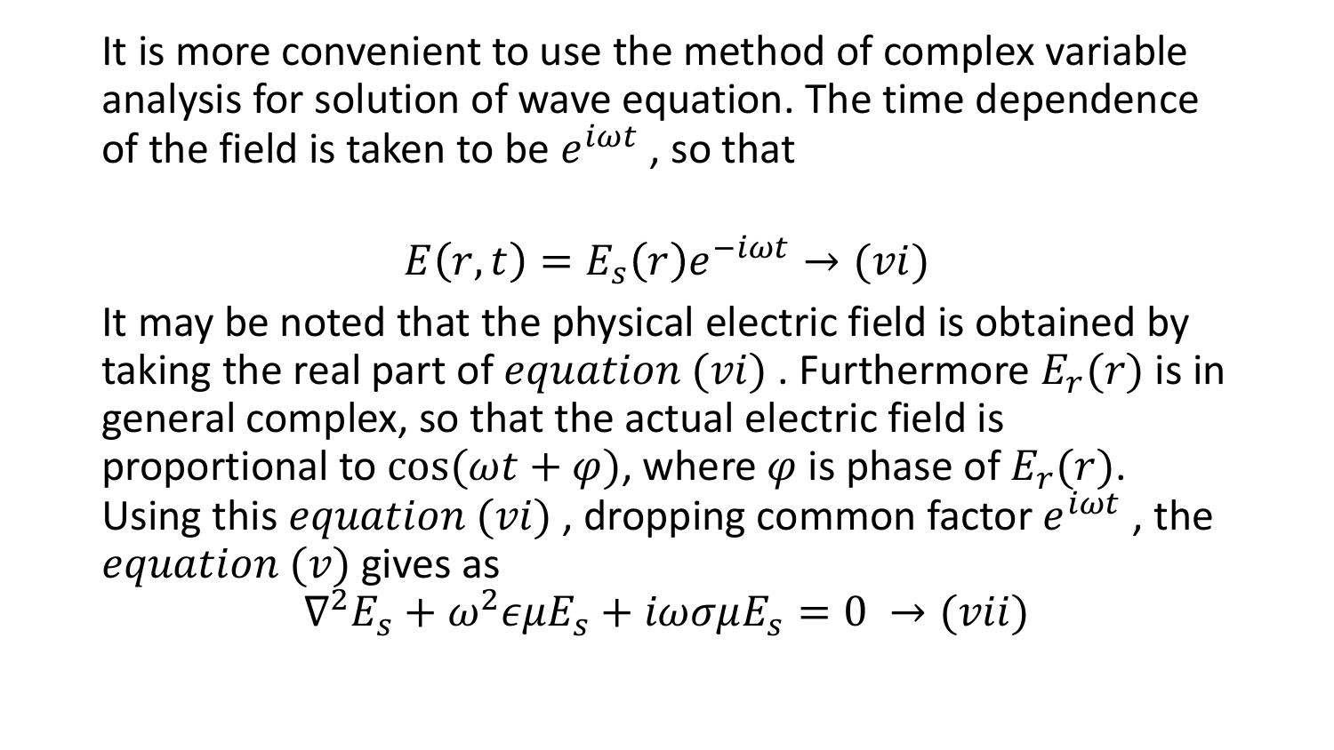It is more convenient to use the method of complex variable analysis for solution of wave equation. The time dependence of the field is taken to be $e^{i\omega t}$ , so that

$$E(r,t) = E_s(r)e^{-i\omega t} \rightarrow (vi)$$

It may be noted that the physical electric field is obtained by taking the real part of $equation\ (vi)$ . Furthermore $E_r(r)$ is in general complex, so that the actual electric field is proportional to $\cos(\omega t + \varphi)$, where $\varphi$ is phase of $E_r(r)$. Using this $equation\ (vi)$ , dropping common factor $e^{i\omega t}$ , the $equation\ (v)$ gives as

$$\nabla^2 E_s + \omega^2 \epsilon \mu E_s + i\omega\sigma\mu E_s = 0 \ \rightarrow (vii)$$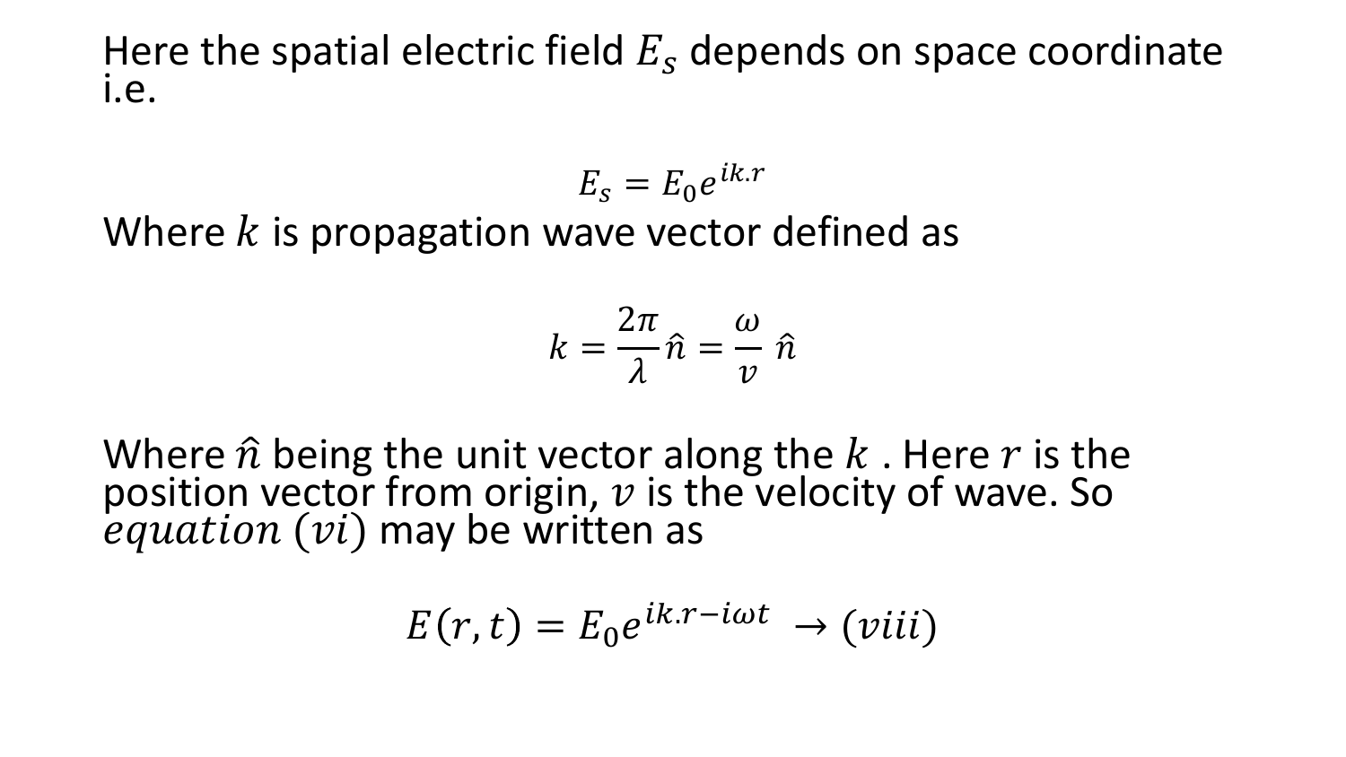Here the spatial electric field $E_s$ depends on space coordinate i.e.

$$E_s = E_0 e^{ik.r}$$

Where $k$ is propagation wave vector defined as

$$k = \frac{2\pi}{\lambda}\hat{n} = \frac{\omega}{v}\,\hat{n}$$

Where $\hat{n}$ being the unit vector along the $k$ . Here $r$ is the position vector from origin, $v$ is the velocity of wave. So $equation\ (vi)$ may be written as

$$E(r,t) = E_0 e^{ik.r - i\omega t} \;\rightarrow (viii)$$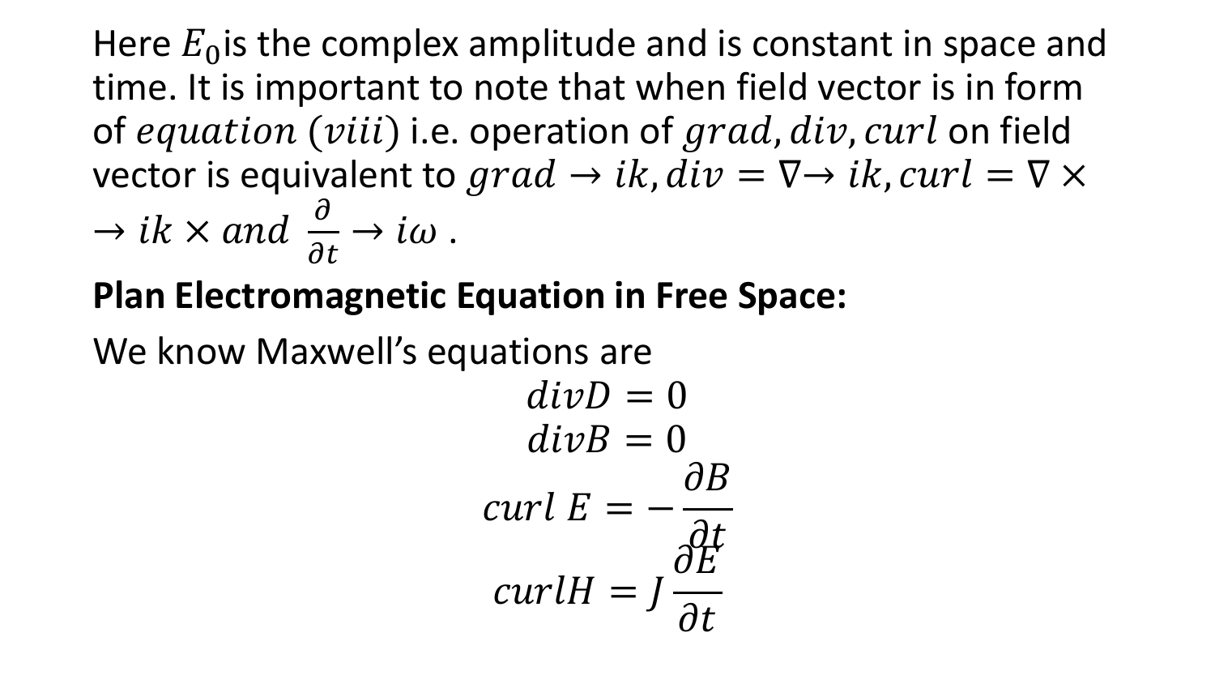Here $E_0$ is the complex amplitude and is constant in space and time. It is important to note that when field vector is in form of $equation\ (viii)$ i.e. operation of $grad, div, curl$ on field vector is equivalent to $grad \rightarrow ik, div = \nabla \rightarrow ik, curl = \nabla \times \rightarrow ik \times\ and\ \frac{\partial}{\partial t} \rightarrow i\omega$ .

**Plan Electromagnetic Equation in Free Space:**

We know Maxwell's equations are

$$divD = 0$$

$$divB = 0$$

$$curl\ E = -\frac{\partial B}{\partial t}$$

$$curlH = J\frac{\partial E}{\partial t}$$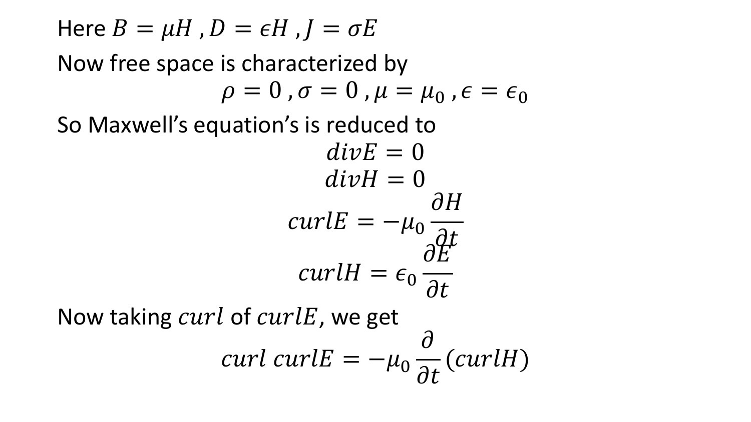Here $B = \mu H$ , $D = \epsilon H$ , $J = \sigma E$

Now free space is characterized by

$$\rho = 0 \, , \sigma = 0 \, , \mu = \mu_0 \, , \epsilon = \epsilon_0$$

So Maxwell's equation's is reduced to

$$divE = 0$$

$$divH = 0$$

$$curlE = -\mu_0 \frac{\partial H}{\partial t}$$

$$curlH = \epsilon_0 \frac{\partial E}{\partial t}$$

Now taking $curl$ of $curlE$, we get

$$curl\ curlE = -\mu_0 \frac{\partial}{\partial t}(curlH)$$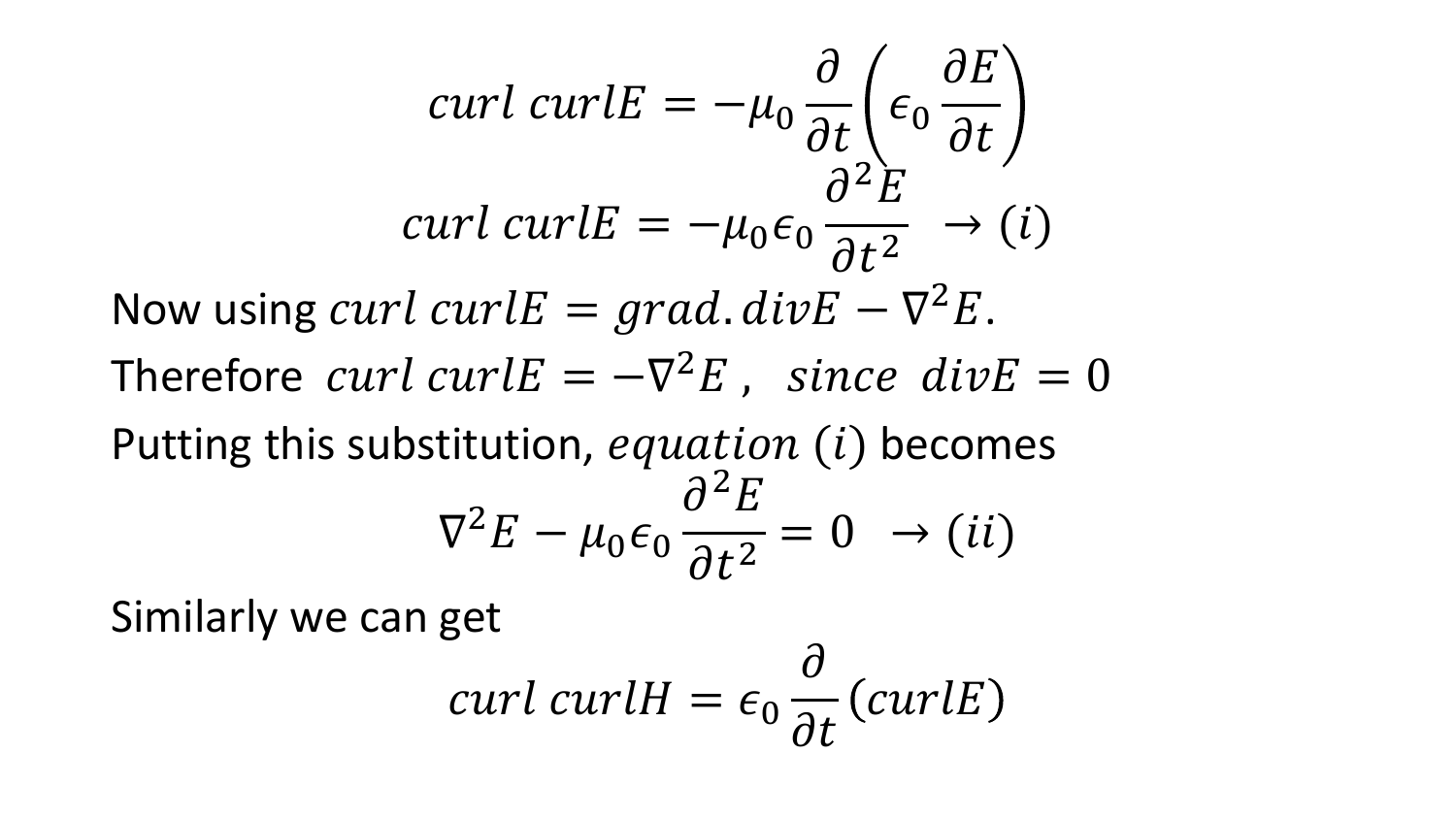$$curl\ curlE = -\mu_0 \frac{\partial}{\partial t}\left(\epsilon_0 \frac{\partial E}{\partial t}\right)$$

$$curl\ curlE = -\mu_0 \epsilon_0 \frac{\partial^2 E}{\partial t^2} \quad \rightarrow (i)$$

Now using $curl\ curlE = grad.divE - \nabla^2 E.$

Therefore $curl\ curlE = -\nabla^2 E\ ,\ \ since\ \ divE = 0$

Putting this substitution, $equation\ (i)$ becomes

$$\nabla^2 E - \mu_0 \epsilon_0 \frac{\partial^2 E}{\partial t^2} = 0 \quad \rightarrow (ii)$$

Similarly we can get

$$curl\ curlH = \epsilon_0 \frac{\partial}{\partial t}(curlE)$$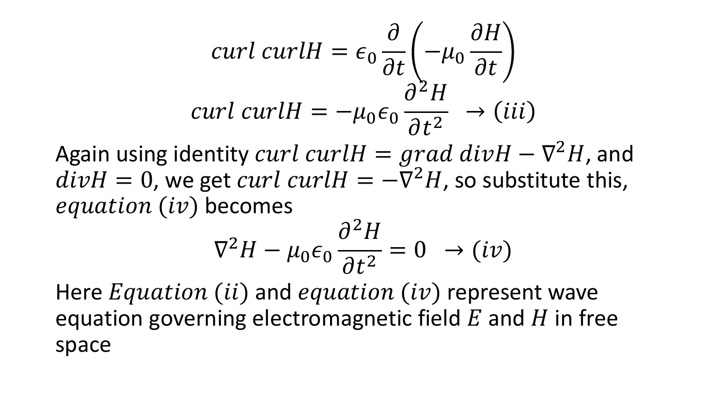$$curl\ curlH = \epsilon_0 \frac{\partial}{\partial t}\left(-\mu_0 \frac{\partial H}{\partial t}\right)$$

$$curl\ curlH = -\mu_0 \epsilon_0 \frac{\partial^2 H}{\partial t^2} \ \rightarrow (iii)$$

Again using identity $curl\ curlH = grad\ divH - \nabla^2 H$, and $divH = 0$, we get $curl\ curlH = -\nabla^2 H$, so substitute this, $equation\ (iv)$ becomes

$$\nabla^2 H - \mu_0 \epsilon_0 \frac{\partial^2 H}{\partial t^2} = 0 \ \rightarrow (iv)$$

Here $Equation\ (ii)$ and $equation\ (iv)$ represent wave equation governing electromagnetic field $E$ and $H$ in free space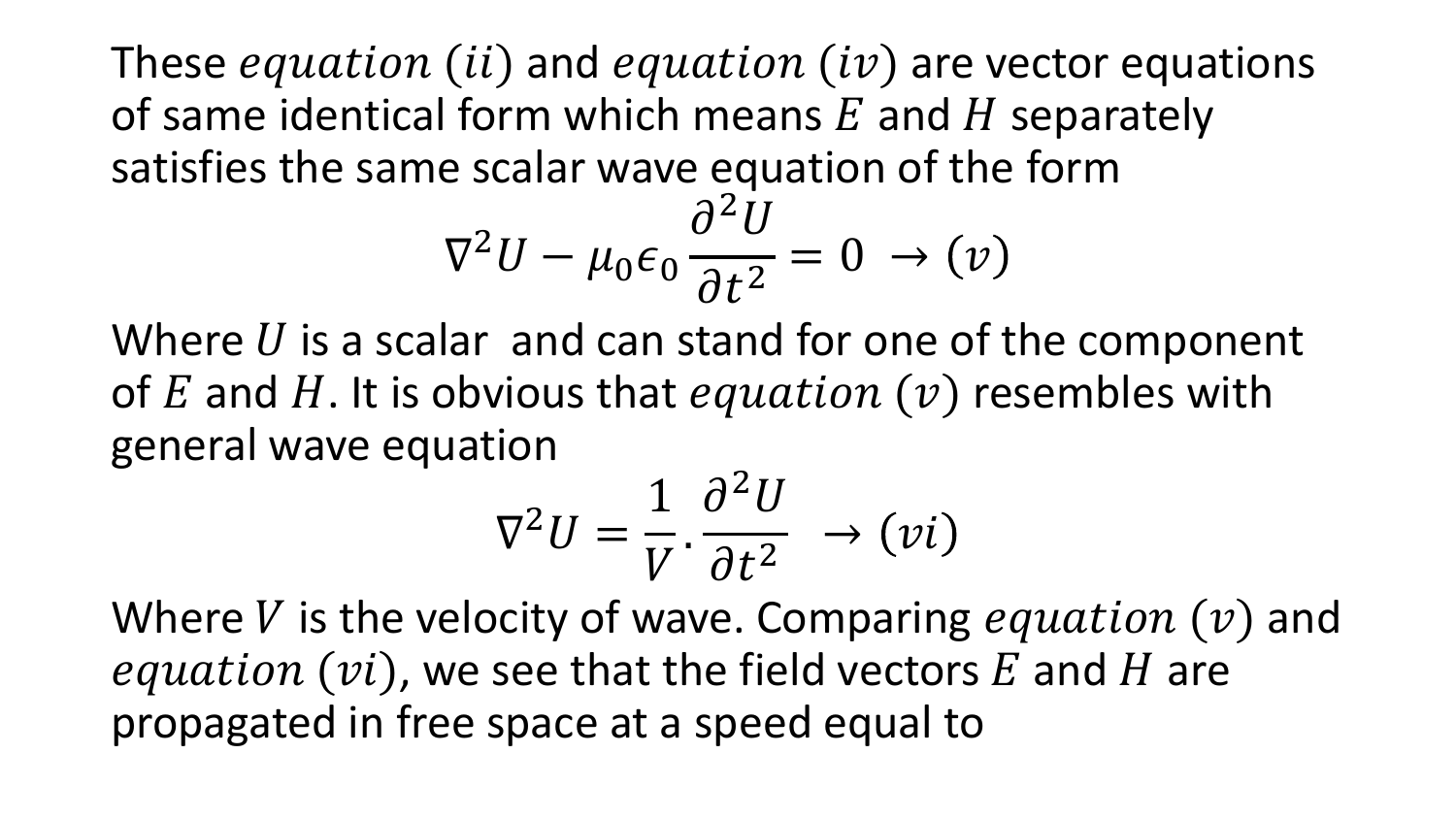These $equation\ (ii)$ and $equation\ (iv)$ are vector equations of same identical form which means $E$ and $H$ separately satisfies the same scalar wave equation of the form

$$\nabla^2 U - \mu_0 \epsilon_0 \frac{\partial^2 U}{\partial t^2} = 0 \ \rightarrow (v)$$

Where $U$ is a scalar and can stand for one of the component of $E$ and $H$. It is obvious that $equation\ (v)$ resembles with general wave equation

$$\nabla^2 U = \frac{1}{V} . \frac{\partial^2 U}{\partial t^2} \ \rightarrow (vi)$$

Where $V$ is the velocity of wave. Comparing $equation\ (v)$ and $equation\ (vi)$, we see that the field vectors $E$ and $H$ are propagated in free space at a speed equal to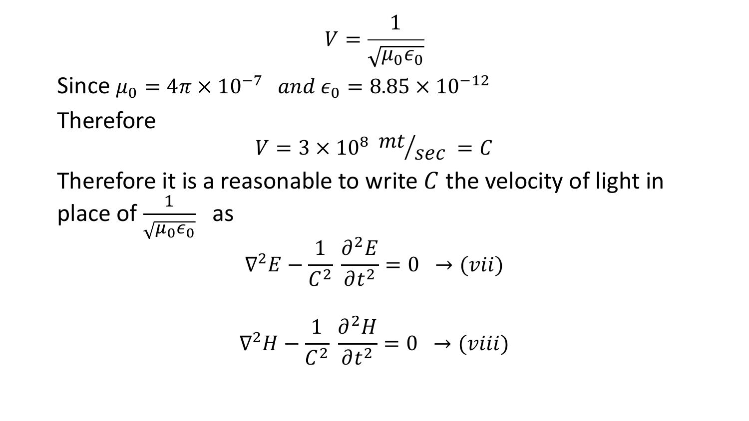$$V = \frac{1}{\sqrt{\mu_0 \epsilon_0}}$$

Since $\mu_0 = 4\pi \times 10^{-7}$ $and$ $\epsilon_0 = 8.85 \times 10^{-12}$

Therefore

$$V = 3 \times 10^8 \ {}^{mt}/_{sec} = C$$

Therefore it is a reasonable to write $C$ the velocity of light in place of $\frac{1}{\sqrt{\mu_0 \epsilon_0}}$ as

$$\nabla^2 E - \frac{1}{C^2} \frac{\partial^2 E}{\partial t^2} = 0 \ \rightarrow (vii)$$

$$\nabla^2 H - \frac{1}{C^2} \frac{\partial^2 H}{\partial t^2} = 0 \ \rightarrow (viii)$$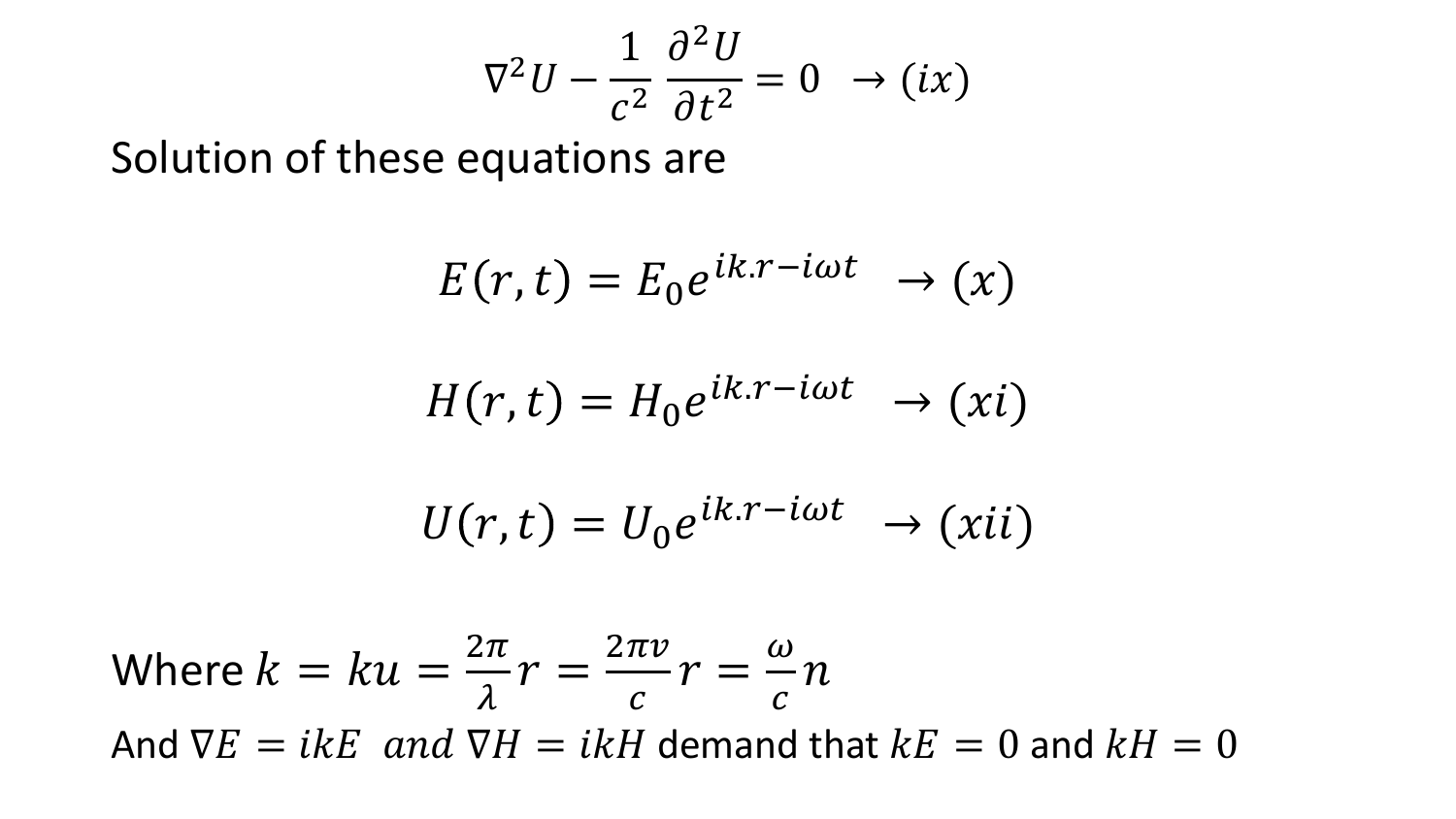$$\nabla^2 U - \frac{1}{c^2}\frac{\partial^2 U}{\partial t^2} = 0 \quad \rightarrow (ix)$$

Solution of these equations are

$$E(r,t) = E_0 e^{ik.r - i\omega t} \quad \rightarrow (x)$$

$$H(r,t) = H_0 e^{ik.r - i\omega t} \quad \rightarrow (xi)$$

$$U(r,t) = U_0 e^{ik.r - i\omega t} \quad \rightarrow (xii)$$

Where $k = ku = \frac{2\pi}{\lambda} r = \frac{2\pi v}{c} r = \frac{\omega}{c} n$

And $\nabla E = ikE$ *and* $\nabla H = ikH$ demand that $kE = 0$ and $kH = 0$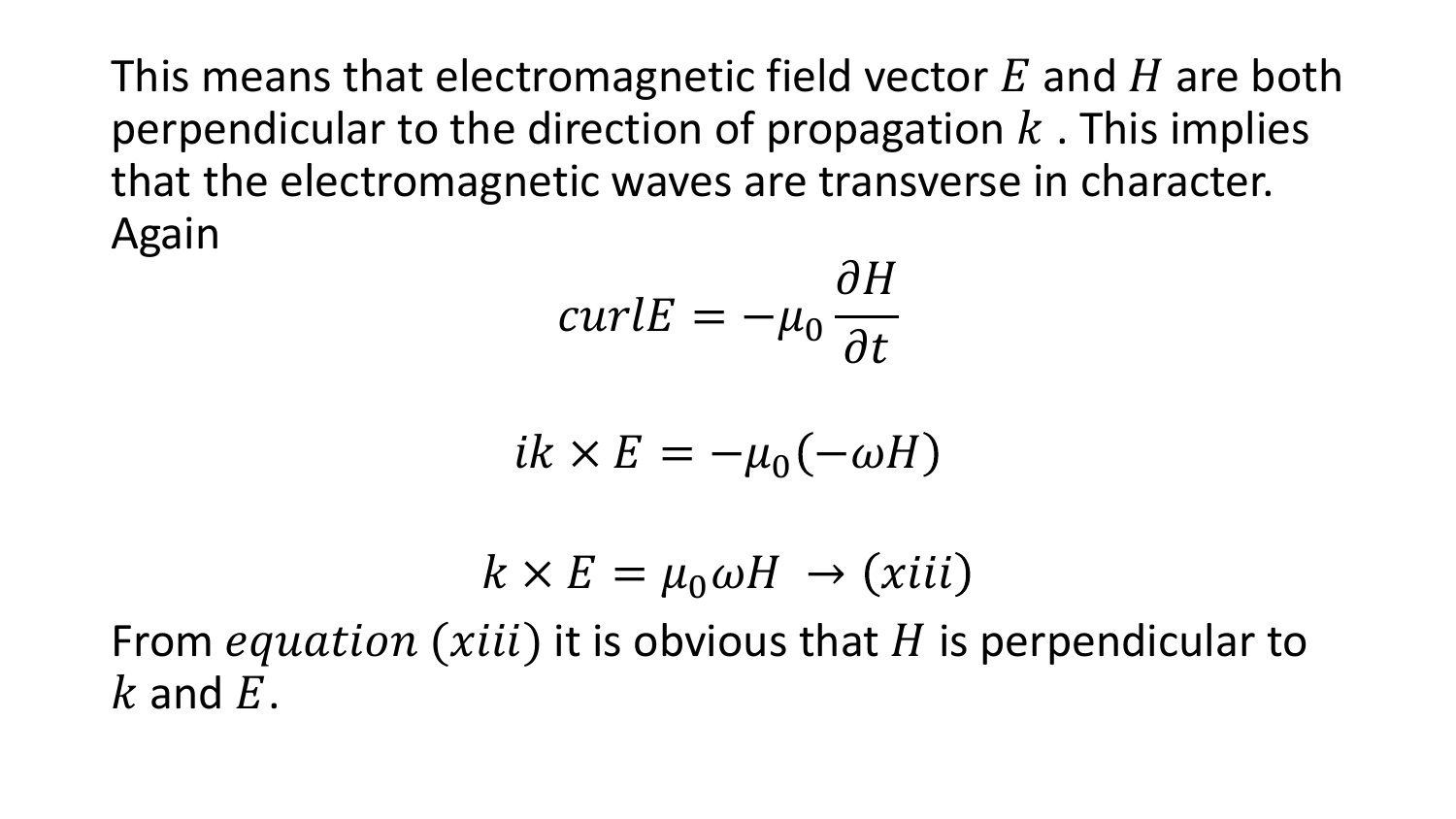This means that electromagnetic field vector $E$ and $H$ are both perpendicular to the direction of propagation $k$ . This implies that the electromagnetic waves are transverse in character. Again

$$curlE = -\mu_0 \frac{\partial H}{\partial t}$$

$$ik \times E = -\mu_0(-\omega H)$$

$$k \times E = \mu_0 \omega H \ \rightarrow (xiii)$$

From $equation\ (xiii)$ it is obvious that $H$ is perpendicular to $k$ and $E$.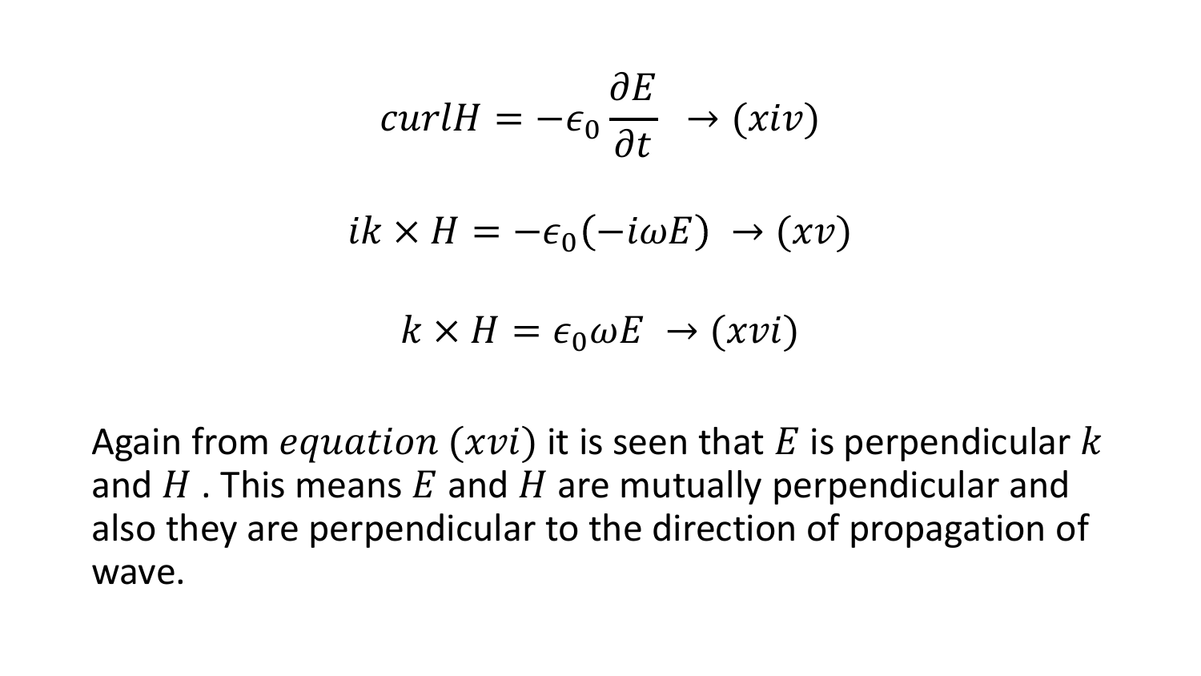$$curlH = -\epsilon_0 \frac{\partial E}{\partial t} \;\; \rightarrow (xiv)$$

$$ik \times H = -\epsilon_0(-i\omega E) \;\; \rightarrow (xv)$$

$$k \times H = \epsilon_0 \omega E \;\; \rightarrow (xvi)$$

Again from $equation\ (xvi)$ it is seen that $E$ is perpendicular $k$ and $H$ . This means $E$ and $H$ are mutually perpendicular and also they are perpendicular to the direction of propagation of wave.